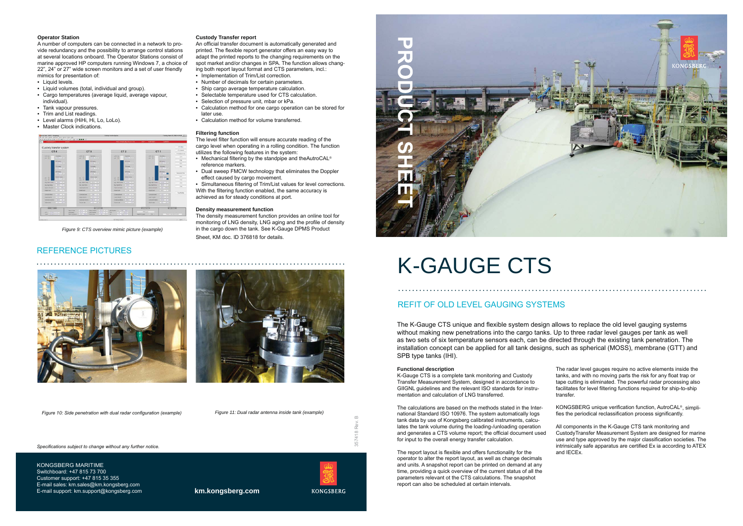# K-GAUGE CTS

## REFIT OF OLD LEVEL GAUGING SYSTEMS

The K-Gauge CTS unique and flexible system design allows to replace the old level gauging systems without making new penetrations into the cargo tanks. Up to three radar level gauges per tank as well as two sets of six temperature sensors each, can be directed through the existing tank penetration. The installation concept can be applied for all tank designs, such as spherical (MOSS), membrane (GTT) and SPB type tanks (IHI).

### Functional description

K-Gauge CTS is a complete tank monitoring and Custody Transfer Measurement System, designed in accordance to GIIGNL guidelines and the relevant ISO standards for instrumentation and calculation of LNG transferred.

The calculations are based on the methods stated in the International Standard ISO 10976. The system automatically logs tank data by use of Kongsberg calibrated instruments, calculates the tank volume during the loading-/unloading operation and generates a CTS volume report; the official document used for input to the overall energy transfer calculation.

The report layout is flexible and offers functionality for the operator to alter the report layout, as well as change decimals and units. A snapshot report can be printed on demand at any time, providing a quick overview of the current status of all the parameters relevant ot the CTS calculations. The snapshot report can also be scheduled at certain intervals.

The radar level gauges require no active elements inside the tanks, and with no moving parts the risk for any float trap or tape cutting is eliminated. The powerful radar processing also facilitates for level filtering functions required for ship-to-ship transfer.

KONGSBERG unique verification function, AutroCAL®, simplifies the periodical reclassification process significantly.

All components in the K-Gauge CTS tank monitoring and CustodyTransfer Measurement System are designed for marine use and type approved by the major classification societies. The intrinsically safe apparatus are certified Ex ia according to ATEX and IECEx.

### Operator Station

A number of computers can be connected in a network to provide redundancy and the possibility to arrange control stations at several locations onboard. The Operator Stations consist of marine approved HP computers running Windows 7, a choice of 22", 24" or 27" wide screen monitors and a set of user friendly mimics for presentation of:

- Liquid levels.
- Liquid volumes (total, individual and group).
- Cargo temperatures (average liquid, average vapour, individual).
- Tank vapour pressures.
- Trim and List readings.
- Level alarms (HiHi, Hi, Lo, LoLo).
- Master Clock indications.

*Figure 9: CTS overview mimic picture (example)*

### Custody Transfer report

An official transfer document is automatically generated and printed. The flexible report generator offers an easy way to adapt the printed reports to the changing requirements on the spot market and/or changes in SPA. The function allows changing both report layout format and CTS parameters, incl.:

- Implementation of Trim/List correction.
- Number of decimals for certain parameters.
- Ship cargo average temperature calculation.
- Selectable temperature used for CTS calculation.
- Selection of pressure unit, mbar or kPa.
- Calculation method for one cargo operation can be stored for later use.
- Calculation method for volume transferred.

### Filtering function

The level filter function will ensure accurate reading of the cargo level when operating in a rolling condition. The function utilizes the following features in the system:

- Mechanical filtering by the standpipe and theAutroCAL® reference markers.
- Dual sweep FMCW technology that eliminates the Doppler effect caused by cargo movement.
- Simultaneous filtering of Trim/List values for level corrections.

With the filtering function enabled, the same accuracy is achieved as for steady conditions at port.

### Density measurement function

The density measurement function provides an online tool for monitoring of LNG density, LNG aging and the profile of density in the cargo down the tank. See K-Gauge DPMS Product Sheet, KM doc. ID 376818 for details.

## REFERENCE PICTURES

*Figure 10: Side penetration with dual radar configuration (example)*

*Figure 11: Dual radar antenna inside tank (example)*

*Specifications subject to change without any further notice.*

357418 Rev. B

KONGSBERG MARITIME
Switchboard: +47 815 73 700
Customer support: +47 815 35 355
E-mail sales: km.sales@km.kongsberg.com
E-mail support: km.support@kongsberg.com

**km.kongsberg.com**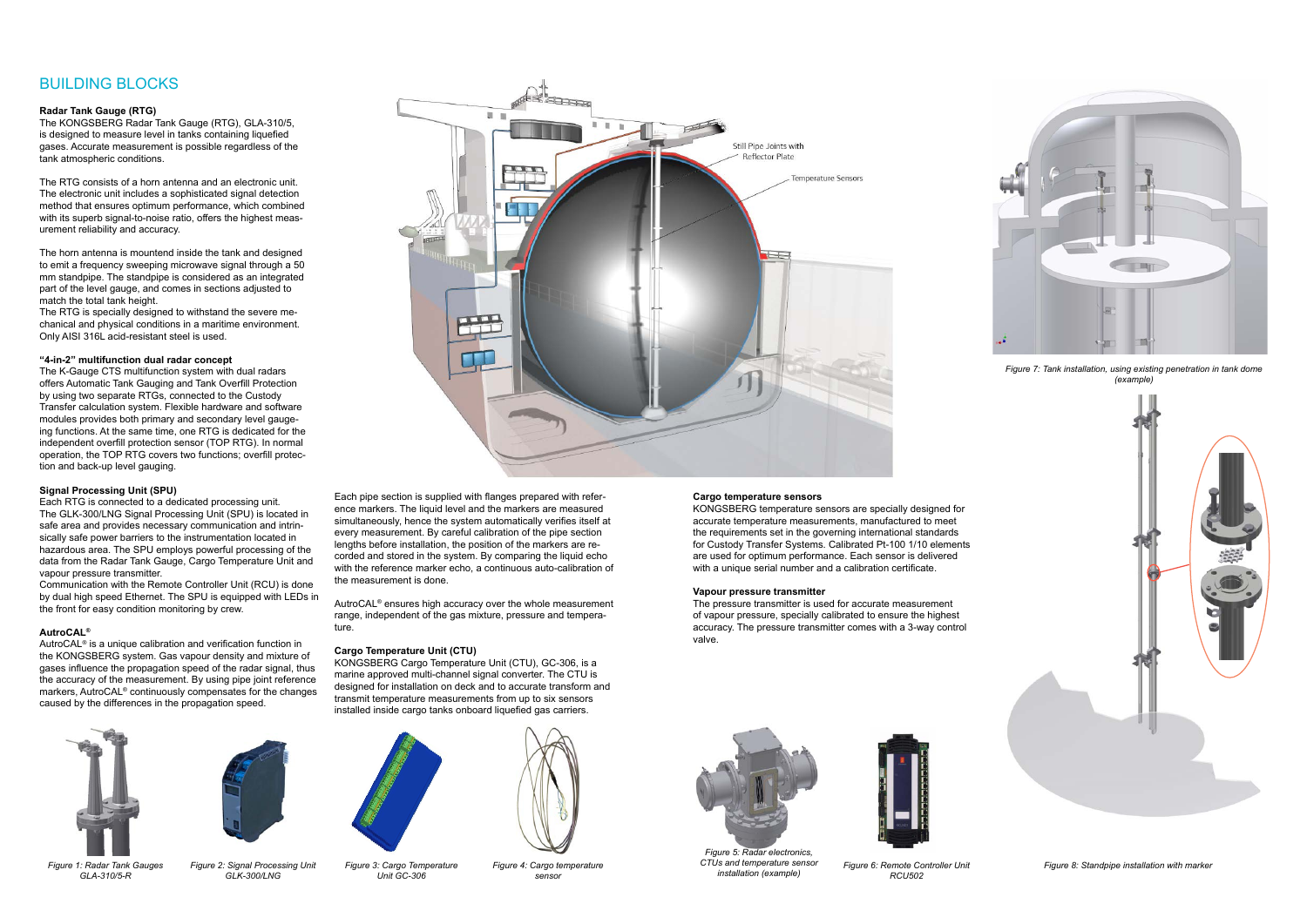# BUILDING BLOCKS

**Radar Tank Gauge (RTG)**
The KONGSBERG Radar Tank Gauge (RTG), GLA-310/5, is designed to measure level in tanks containing liquefied gases. Accurate measurement is possible regardless of the tank atmospheric conditions.

The RTG consists of a horn antenna and an electronic unit. The electronic unit includes a sophisticated signal detection method that ensures optimum performance, which combined with its superb signal-to-noise ratio, offers the highest measurement reliability and accuracy.

The horn antenna is mountend inside the tank and designed to emit a frequency sweeping microwave signal through a 50 mm standpipe. The standpipe is considered as an integrated part of the level gauge, and comes in sections adjusted to match the total tank height.
The RTG is specially designed to withstand the severe mechanical and physical conditions in a maritime environment. Only AISI 316L acid-resistant steel is used.

**"4-in-2" multifunction dual radar concept**
The K-Gauge CTS multifunction system with dual radars offers Automatic Tank Gauging and Tank Overfill Protection by using two separate RTGs, connected to the Custody Transfer calculation system. Flexible hardware and software modules provides both primary and secondary level gaugeing functions. At the same time, one RTG is dedicated for the independent overfill protection sensor (TOP RTG). In normal operation, the TOP RTG covers two functions; overfill protection and back-up level gauging.

**Signal Processing Unit (SPU)**
Each RTG is connected to a dedicated processing unit. The GLK-300/LNG Signal Processing Unit (SPU) is located in safe area and provides necessary communication and intrinsically safe power barriers to the instrumentation located in hazardous area. The SPU employs powerful processing of the data from the Radar Tank Gauge, Cargo Temperature Unit and vapour pressure transmitter.
Communication with the Remote Controller Unit (RCU) is done by dual high speed Ethernet. The SPU is equipped with LEDs in the front for easy condition monitoring by crew.

**AutroCAL®**
AutroCAL® is a unique calibration and verification function in the KONGSBERG system. Gas vapour density and mixture of gases influence the propagation speed of the radar signal, thus the accuracy of the measurement. By using pipe joint reference markers, AutroCAL® continuously compensates for the changes caused by the differences in the propagation speed.

Still Pipe Joints with Reflector Plate

Temperature Sensors

Each pipe section is supplied with flanges prepared with reference markers. The liquid level and the markers are measured simultaneously, hence the system automatically verifies itself at every measurement. By careful calibration of the pipe section lengths before installation, the position of the markers are recorded and stored in the system. By comparing the liquid echo with the reference marker echo, a continuous auto-calibration of the measurement is done.

AutroCAL® ensures high accuracy over the whole measurement range, independent of the gas mixture, pressure and temperature.

**Cargo Temperature Unit (CTU)**
KONGSBERG Cargo Temperature Unit (CTU), GC-306, is a marine approved multi-channel signal converter. The CTU is designed for installation on deck and to accurate transform and transmit temperature measurements from up to six sensors installed inside cargo tanks onboard liquefied gas carriers.

**Cargo temperature sensors**
KONGSBERG temperature sensors are specially designed for accurate temperature measurements, manufactured to meet the requirements set in the governing international standards for Custody Transfer Systems. Calibrated Pt-100 1/10 elements are used for optimum performance. Each sensor is delivered with a unique serial number and a calibration certificate.

**Vapour pressure transmitter**
The pressure transmitter is used for accurate measurement of vapour pressure, specially calibrated to ensure the highest accuracy. The pressure transmitter comes with a 3-way control valve.

*Figure 7: Tank installation, using existing penetration in tank dome (example)*

*Figure 1: Radar Tank Gauges GLA-310/5-R*

*Figure 2: Signal Processing Unit GLK-300/LNG*

*Figure 3: Cargo Temperature Unit GC-306*

*Figure 4: Cargo temperature sensor*

*Figure 5: Radar electronics, CTUs and temperature sensor installation (example)*

*Figure 6: Remote Controller Unit RCU502*

*Figure 8: Standpipe installation with marker*